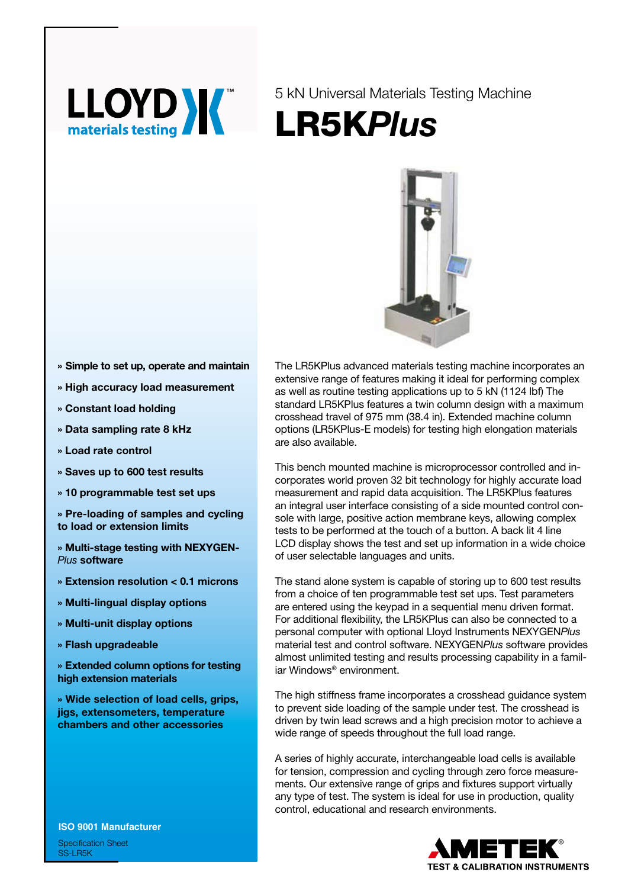LLOYD materials testing™

5 kN Universal Materials Testing Machine

# LR5K*Plus*

- » Simple to set up, operate and maintain
- » High accuracy load measurement
- » Constant load holding
- » Data sampling rate 8 kHz
- » Load rate control
- » Saves up to 600 test results
- » 10 programmable test set ups
- » Pre-loading of samples and cycling to load or extension limits
- » Multi-stage testing with NEXYGEN-*Plus* software
- » Extension resolution < 0.1 microns
- » Multi-lingual display options
- » Multi-unit display options
- » Flash upgradeable
- » Extended column options for testing high extension materials
- » Wide selection of load cells, grips, jigs, extensometers, temperature chambers and other accessories

**ISO 9001 Manufacturer**

Specification Sheet
SS-LR5K

The LR5KPlus advanced materials testing machine incorporates an extensive range of features making it ideal for performing complex as well as routine testing applications up to 5 kN (1124 lbf) The standard LR5KPlus features a twin column design with a maximum crosshead travel of 975 mm (38.4 in). Extended machine column options (LR5KPlus-E models) for testing high elongation materials are also available.

This bench mounted machine is microprocessor controlled and incorporates world proven 32 bit technology for highly accurate load measurement and rapid data acquisition. The LR5KPlus features an integral user interface consisting of a side mounted control console with large, positive action membrane keys, allowing complex tests to be performed at the touch of a button. A back lit 4 line LCD display shows the test and set up information in a wide choice of user selectable languages and units.

The stand alone system is capable of storing up to 600 test results from a choice of ten programmable test set ups. Test parameters are entered using the keypad in a sequential menu driven format. For additional flexibility, the LR5KPlus can also be connected to a personal computer with optional Lloyd Instruments NEXYGEN*Plus* material test and control software. NEXYGEN*Plus* software provides almost unlimited testing and results processing capability in a familiar Windows® environment.

The high stiffness frame incorporates a crosshead guidance system to prevent side loading of the sample under test. The crosshead is driven by twin lead screws and a high precision motor to achieve a wide range of speeds throughout the full load range.

A series of highly accurate, interchangeable load cells is available for tension, compression and cycling through zero force measurements. Our extensive range of grips and fixtures support virtually any type of test. The system is ideal for use in production, quality control, educational and research environments.

AMETEK®
TEST & CALIBRATION INSTRUMENTS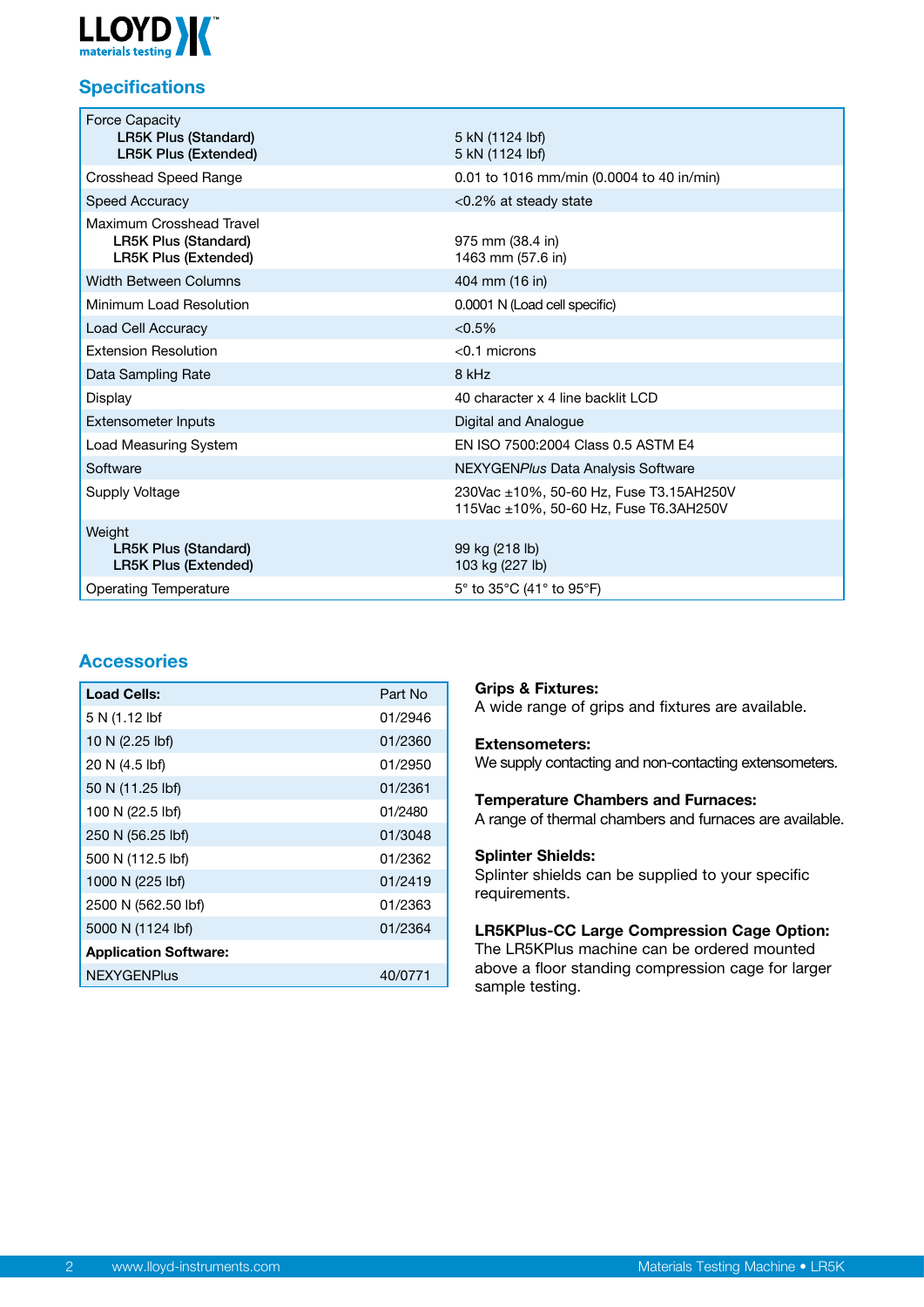## Specifications

| | |
|---|---|
| Force Capacity<br>**LR5K Plus (Standard)**<br>**LR5K Plus (Extended)** | <br>5 kN (1124 lbf)<br>5 kN (1124 lbf) |
| Crosshead Speed Range | 0.01 to 1016 mm/min (0.0004 to 40 in/min) |
| Speed Accuracy | <0.2% at steady state |
| Maximum Crosshead Travel<br>**LR5K Plus (Standard)**<br>**LR5K Plus (Extended)** | <br>975 mm (38.4 in)<br>1463 mm (57.6 in) |
| Width Between Columns | 404 mm (16 in) |
| Minimum Load Resolution | 0.0001 N (Load cell specific) |
| Load Cell Accuracy | <0.5% |
| Extension Resolution | <0.1 microns |
| Data Sampling Rate | 8 kHz |
| Display | 40 character x 4 line backlit LCD |
| Extensometer Inputs | Digital and Analogue |
| Load Measuring System | EN ISO 7500:2004 Class 0.5 ASTM E4 |
| Software | NEXYGEN*Plus* Data Analysis Software |
| Supply Voltage | 230Vac ±10%, 50-60 Hz, Fuse T3.15AH250V<br>115Vac ±10%, 50-60 Hz, Fuse T6.3AH250V |
| Weight<br>**LR5K Plus (Standard)**<br>**LR5K Plus (Extended)** | <br>99 kg (218 lb)<br>103 kg (227 lb) |
| Operating Temperature | 5° to 35°C (41° to 95°F) |

## Accessories

| **Load Cells:** | Part No |
|---|---|
| 5 N (1.12 lbf | 01/2946 |
| 10 N (2.25 lbf) | 01/2360 |
| 20 N (4.5 lbf) | 01/2950 |
| 50 N (11.25 lbf) | 01/2361 |
| 100 N (22.5 lbf) | 01/2480 |
| 250 N (56.25 lbf) | 01/3048 |
| 500 N (112.5 lbf) | 01/2362 |
| 1000 N (225 lbf) | 01/2419 |
| 2500 N (562.50 lbf) | 01/2363 |
| 5000 N (1124 lbf) | 01/2364 |
| **Application Software:** | |
| NEXYGENPlus | 40/0771 |

**Grips & Fixtures:**
A wide range of grips and fixtures are available.

**Extensometers:**
We supply contacting and non-contacting extensometers.

**Temperature Chambers and Furnaces:**
A range of thermal chambers and furnaces are available.

**Splinter Shields:**
Splinter shields can be supplied to your specific requirements.

**LR5KPlus-CC Large Compression Cage Option:**
The LR5KPlus machine can be ordered mounted above a floor standing compression cage for larger sample testing.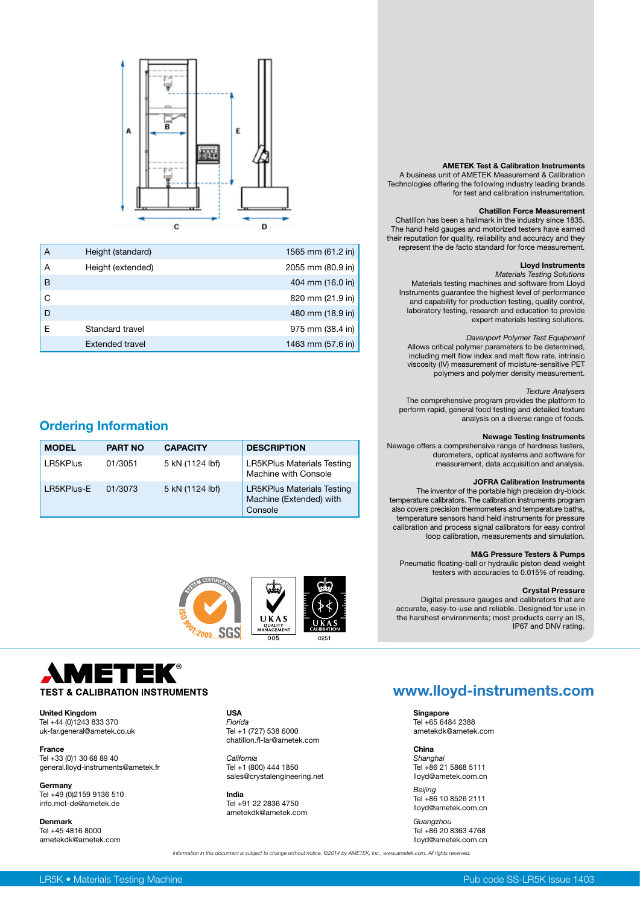A

B

E

C

D

| | | |
|---|---|---|
| A | Height (standard) | 1565 mm (61.2 in) |
| A | Height (extended) | 2055 mm (80.9 in) |
| B | | 404 mm (16.0 in) |
| C | | 820 mm (21.9 in) |
| D | | 480 mm (18.9 in) |
| E | Standard travel | 975 mm (38.4 in) |
| | Extended travel | 1463 mm (57.6 in) |

## Ordering Information

| MODEL | PART NO | CAPACITY | DESCRIPTION |
|---|---|---|---|
| LR5KPlus | 01/3051 | 5 kN (1124 lbf) | LR5KPlus Materials Testing Machine with Console |
| LR5KPlus-E | 01/3073 | 5 kN (1124 lbf) | LR5KPlus Materials Testing Machine (Extended) with Console |

SYSTEM CERTIFICATION ISO 9001:2000 SGS

UKAS QUALITY MANAGEMENT 005

UKAS CALIBRATION 0251

**AMETEK Test & Calibration Instruments**
A business unit of AMETEK Measurement & Calibration Technologies offering the following industry leading brands for test and calibration instrumentation.

**Chatillon Force Measurement**
Chatillon has been a hallmark in the industry since 1835. The hand held gauges and motorized testers have earned their reputation for quality, reliability and accuracy and they represent the de facto standard for force measurement.

**Lloyd Instruments**
*Materials Testing Solutions*
Materials testing machines and software from Lloyd Instruments guarantee the highest level of performance and capability for production testing, quality control, laboratory testing, research and education to provide expert materials testing solutions.

*Davenport Polymer Test Equipment*
Allows critical polymer parameters to be determined, including melt flow index and melt flow rate, intrinsic viscosity (IV) measurement of moisture-sensitive PET polymers and polymer density measurement.

*Texture Analysers*
The comprehensive program provides the platform to perform rapid, general food testing and detailed texture analysis on a diverse range of foods.

**Newage Testing Instruments**
Newage offers a comprehensive range of hardness testers, durometers, optical systems and software for measurement, data acquisition and analysis.

**JOFRA Calibration Instruments**
The inventor of the portable high precision dry-block temperature calibrators. The calibration instruments program also covers precision thermometers and temperature baths, temperature sensors hand held instruments for pressure calibration and process signal calibrators for easy control loop calibration, measurements and simulation.

**M&G Pressure Testers & Pumps**
Pneumatic floating-ball or hydraulic piston dead weight testers with accuracies to 0.015% of reading.

**Crystal Pressure**
Digital pressure gauges and calibrators that are accurate, easy-to-use and reliable. Designed for use in the harshest environments; most products carry an IS, IP67 and DNV rating.

**AMETEK®**
**TEST & CALIBRATION INSTRUMENTS**

**www.lloyd-instruments.com**

**United Kingdom**
Tel +44 (0)1243 833 370
uk-far.general@ametek.co.uk

**France**
Tel +33 (0)1 30 68 89 40
general.lloyd-instruments@ametek.fr

**Germany**
Tel +49 (0)2159 9136 510
info.mct-de@ametek.de

**Denmark**
Tel +45 4816 8000
ametekdk@ametek.com

**USA**
*Florida*
Tel +1 (727) 538 6000
chatillon.fl-lar@ametek.com

*California*
Tel +1 (800) 444 1850
sales@crystalengineering.net

**India**
Tel +91 22 2836 4750
ametekdk@ametek.com

**Singapore**
Tel +65 6484 2388
ametekdk@ametek.com

**China**
*Shanghai*
Tel +86 21 5868 5111
lloyd@ametek.com.cn

*Beijing*
Tel +86 10 8526 2111
lloyd@ametek.com.cn

*Guangzhou*
Tel +86 20 8363 4768
lloyd@ametek.com.cn

*Information in this document is subject to change without notice. ©2014 by AMETEK, Inc., www.ametek.com. All rights reserved.*

LR5K • Materials Testing Machine        Pub code SS-LR5K Issue 1403